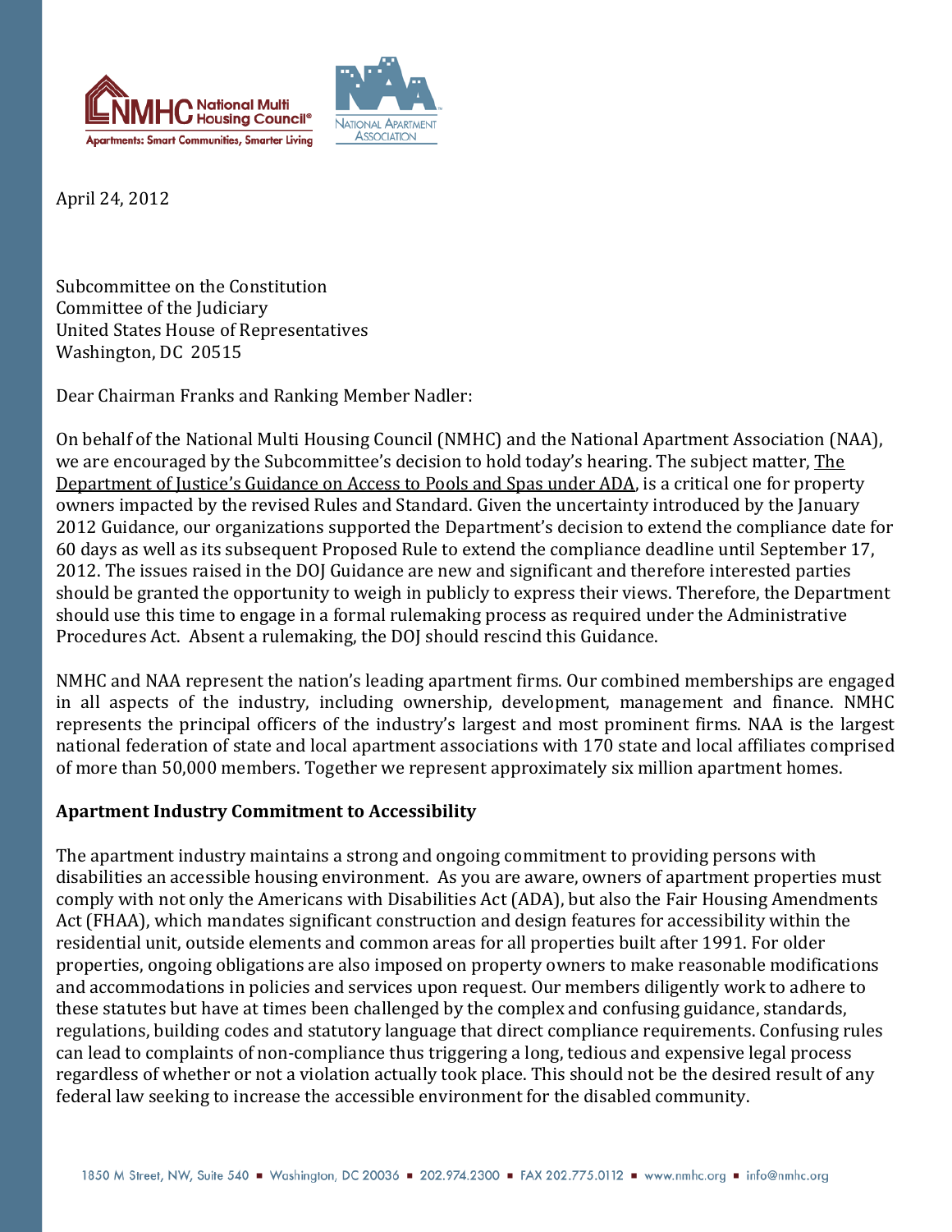April 24, 2012

Subcommittee on the Constitution
Committee of the Judiciary
United States House of Representatives
Washington, DC 20515

Dear Chairman Franks and Ranking Member Nadler:

On behalf of the National Multi Housing Council (NMHC) and the National Apartment Association (NAA), we are encouraged by the Subcommittee's decision to hold today's hearing. The subject matter, The Department of Justice's Guidance on Access to Pools and Spas under ADA, is a critical one for property owners impacted by the revised Rules and Standard. Given the uncertainty introduced by the January 2012 Guidance, our organizations supported the Department's decision to extend the compliance date for 60 days as well as its subsequent Proposed Rule to extend the compliance deadline until September 17, 2012. The issues raised in the DOJ Guidance are new and significant and therefore interested parties should be granted the opportunity to weigh in publicly to express their views. Therefore, the Department should use this time to engage in a formal rulemaking process as required under the Administrative Procedures Act. Absent a rulemaking, the DOJ should rescind this Guidance.

NMHC and NAA represent the nation's leading apartment firms. Our combined memberships are engaged in all aspects of the industry, including ownership, development, management and finance. NMHC represents the principal officers of the industry's largest and most prominent firms. NAA is the largest national federation of state and local apartment associations with 170 state and local affiliates comprised of more than 50,000 members. Together we represent approximately six million apartment homes.

**Apartment Industry Commitment to Accessibility**

The apartment industry maintains a strong and ongoing commitment to providing persons with disabilities an accessible housing environment. As you are aware, owners of apartment properties must comply with not only the Americans with Disabilities Act (ADA), but also the Fair Housing Amendments Act (FHAA), which mandates significant construction and design features for accessibility within the residential unit, outside elements and common areas for all properties built after 1991. For older properties, ongoing obligations are also imposed on property owners to make reasonable modifications and accommodations in policies and services upon request. Our members diligently work to adhere to these statutes but have at times been challenged by the complex and confusing guidance, standards, regulations, building codes and statutory language that direct compliance requirements. Confusing rules can lead to complaints of non-compliance thus triggering a long, tedious and expensive legal process regardless of whether or not a violation actually took place. This should not be the desired result of any federal law seeking to increase the accessible environment for the disabled community.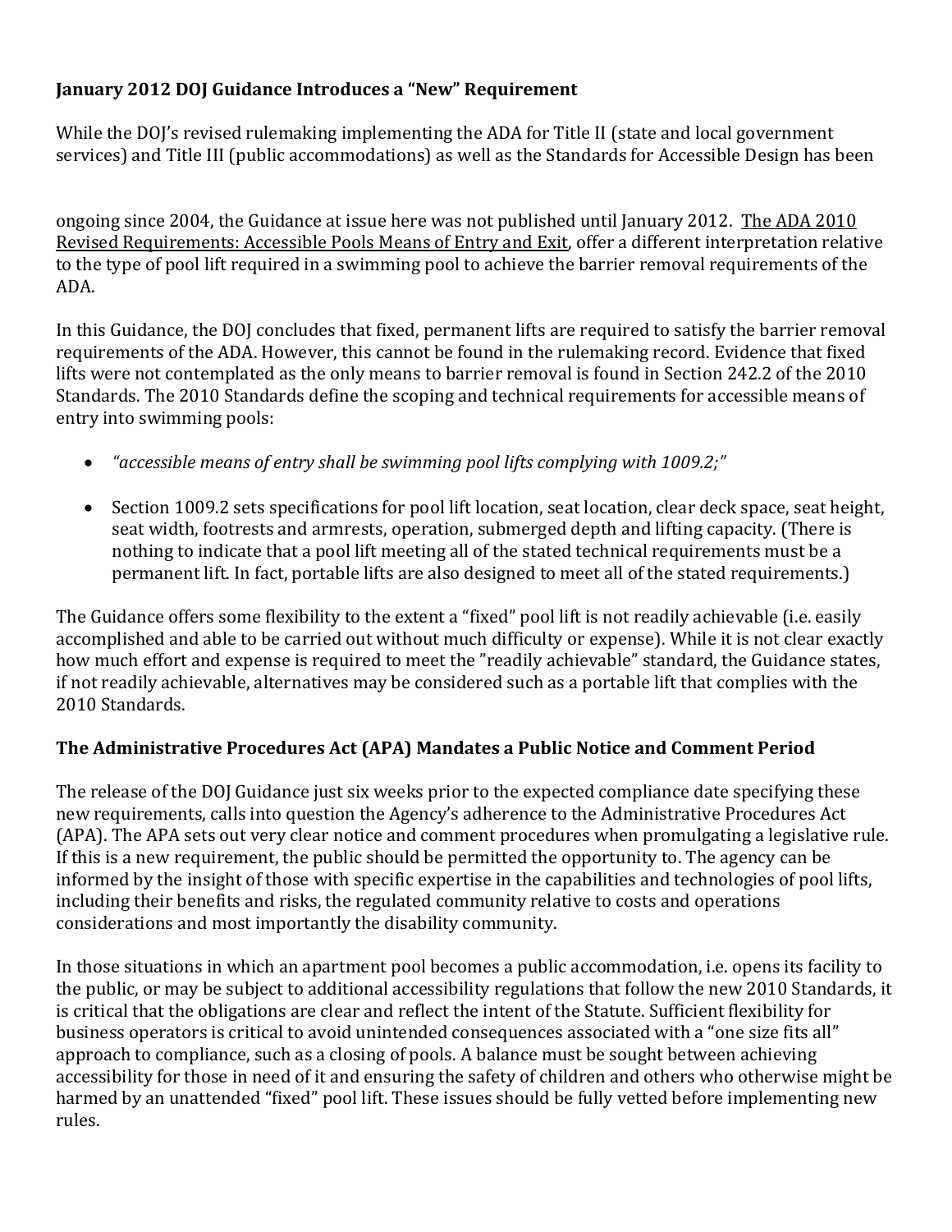**January 2012 DOJ Guidance Introduces a "New" Requirement**

While the DOJ's revised rulemaking implementing the ADA for Title II (state and local government services) and Title III (public accommodations) as well as the Standards for Accessible Design has been ongoing since 2004, the Guidance at issue here was not published until January 2012. The ADA 2010 Revised Requirements: Accessible Pools Means of Entry and Exit, offer a different interpretation relative to the type of pool lift required in a swimming pool to achieve the barrier removal requirements of the ADA.

In this Guidance, the DOJ concludes that fixed, permanent lifts are required to satisfy the barrier removal requirements of the ADA. However, this cannot be found in the rulemaking record. Evidence that fixed lifts were not contemplated as the only means to barrier removal is found in Section 242.2 of the 2010 Standards. The 2010 Standards define the scoping and technical requirements for accessible means of entry into swimming pools:

- *"accessible means of entry shall be swimming pool lifts complying with 1009.2;"*
- Section 1009.2 sets specifications for pool lift location, seat location, clear deck space, seat height, seat width, footrests and armrests, operation, submerged depth and lifting capacity. (There is nothing to indicate that a pool lift meeting all of the stated technical requirements must be a permanent lift. In fact, portable lifts are also designed to meet all of the stated requirements.)

The Guidance offers some flexibility to the extent a "fixed" pool lift is not readily achievable (i.e. easily accomplished and able to be carried out without much difficulty or expense). While it is not clear exactly how much effort and expense is required to meet the "readily achievable" standard, the Guidance states, if not readily achievable, alternatives may be considered such as a portable lift that complies with the 2010 Standards.

**The Administrative Procedures Act (APA) Mandates a Public Notice and Comment Period**

The release of the DOJ Guidance just six weeks prior to the expected compliance date specifying these new requirements, calls into question the Agency's adherence to the Administrative Procedures Act (APA). The APA sets out very clear notice and comment procedures when promulgating a legislative rule. If this is a new requirement, the public should be permitted the opportunity to. The agency can be informed by the insight of those with specific expertise in the capabilities and technologies of pool lifts, including their benefits and risks, the regulated community relative to costs and operations considerations and most importantly the disability community.

In those situations in which an apartment pool becomes a public accommodation, i.e. opens its facility to the public, or may be subject to additional accessibility regulations that follow the new 2010 Standards, it is critical that the obligations are clear and reflect the intent of the Statute. Sufficient flexibility for business operators is critical to avoid unintended consequences associated with a "one size fits all" approach to compliance, such as a closing of pools. A balance must be sought between achieving accessibility for those in need of it and ensuring the safety of children and others who otherwise might be harmed by an unattended "fixed" pool lift. These issues should be fully vetted before implementing new rules.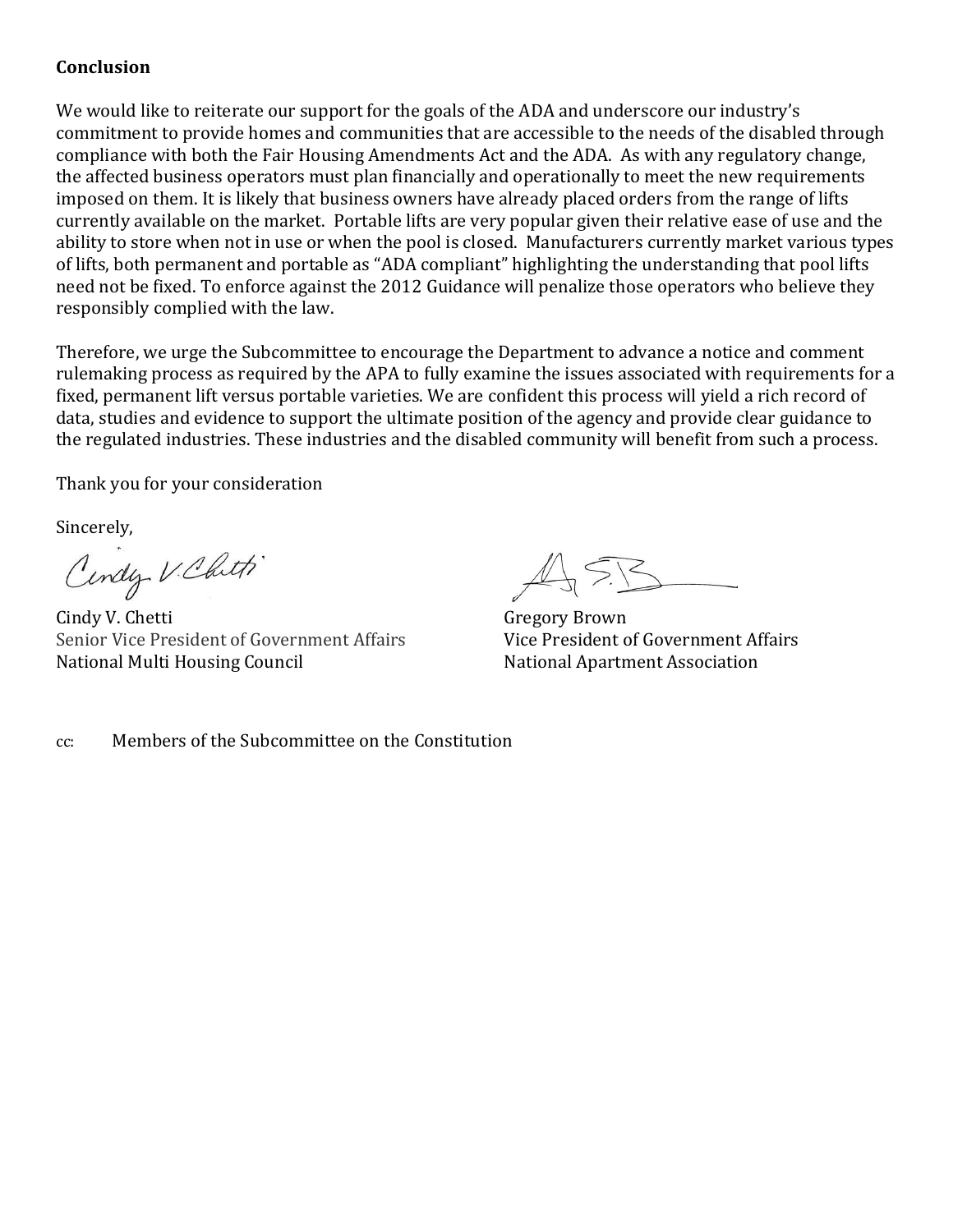**Conclusion**

We would like to reiterate our support for the goals of the ADA and underscore our industry's commitment to provide homes and communities that are accessible to the needs of the disabled through compliance with both the Fair Housing Amendments Act and the ADA. As with any regulatory change, the affected business operators must plan financially and operationally to meet the new requirements imposed on them. It is likely that business owners have already placed orders from the range of lifts currently available on the market. Portable lifts are very popular given their relative ease of use and the ability to store when not in use or when the pool is closed. Manufacturers currently market various types of lifts, both permanent and portable as "ADA compliant" highlighting the understanding that pool lifts need not be fixed. To enforce against the 2012 Guidance will penalize those operators who believe they responsibly complied with the law.

Therefore, we urge the Subcommittee to encourage the Department to advance a notice and comment rulemaking process as required by the APA to fully examine the issues associated with requirements for a fixed, permanent lift versus portable varieties. We are confident this process will yield a rich record of data, studies and evidence to support the ultimate position of the agency and provide clear guidance to the regulated industries. These industries and the disabled community will benefit from such a process.

Thank you for your consideration

Sincerely,

Cindy V. Chetti
Senior Vice President of Government Affairs
National Multi Housing Council

Gregory Brown
Vice President of Government Affairs
National Apartment Association

cc: Members of the Subcommittee on the Constitution